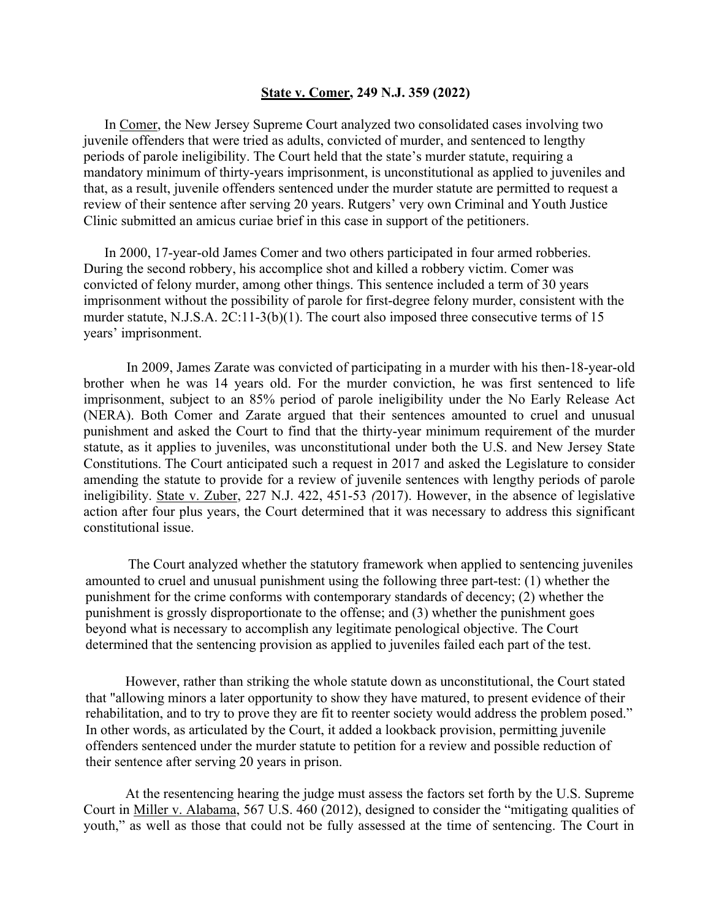**<u>State v. Comer</u>, 249 N.J. 359 (2022)**

In Comer, the New Jersey Supreme Court analyzed two consolidated cases involving two juvenile offenders that were tried as adults, convicted of murder, and sentenced to lengthy periods of parole ineligibility. The Court held that the state's murder statute, requiring a mandatory minimum of thirty-years imprisonment, is unconstitutional as applied to juveniles and that, as a result, juvenile offenders sentenced under the murder statute are permitted to request a review of their sentence after serving 20 years. Rutgers' very own Criminal and Youth Justice Clinic submitted an amicus curiae brief in this case in support of the petitioners.

In 2000, 17-year-old James Comer and two others participated in four armed robberies. During the second robbery, his accomplice shot and killed a robbery victim. Comer was convicted of felony murder, among other things. This sentence included a term of 30 years imprisonment without the possibility of parole for first-degree felony murder, consistent with the murder statute, N.J.S.A. 2C:11-3(b)(1). The court also imposed three consecutive terms of 15 years' imprisonment.

In 2009, James Zarate was convicted of participating in a murder with his then-18-year-old brother when he was 14 years old. For the murder conviction, he was first sentenced to life imprisonment, subject to an 85% period of parole ineligibility under the No Early Release Act (NERA). Both Comer and Zarate argued that their sentences amounted to cruel and unusual punishment and asked the Court to find that the thirty-year minimum requirement of the murder statute, as it applies to juveniles, was unconstitutional under both the U.S. and New Jersey State Constitutions. The Court anticipated such a request in 2017 and asked the Legislature to consider amending the statute to provide for a review of juvenile sentences with lengthy periods of parole ineligibility. State v. Zuber, 227 N.J. 422, 451-53 *(*2017). However, in the absence of legislative action after four plus years, the Court determined that it was necessary to address this significant constitutional issue.

The Court analyzed whether the statutory framework when applied to sentencing juveniles amounted to cruel and unusual punishment using the following three part-test: (1) whether the punishment for the crime conforms with contemporary standards of decency; (2) whether the punishment is grossly disproportionate to the offense; and (3) whether the punishment goes beyond what is necessary to accomplish any legitimate penological objective. The Court determined that the sentencing provision as applied to juveniles failed each part of the test.

However, rather than striking the whole statute down as unconstitutional, the Court stated that "allowing minors a later opportunity to show they have matured, to present evidence of their rehabilitation, and to try to prove they are fit to reenter society would address the problem posed." In other words, as articulated by the Court, it added a lookback provision, permitting juvenile offenders sentenced under the murder statute to petition for a review and possible reduction of their sentence after serving 20 years in prison.

At the resentencing hearing the judge must assess the factors set forth by the U.S. Supreme Court in Miller v. Alabama, 567 U.S. 460 (2012), designed to consider the "mitigating qualities of youth," as well as those that could not be fully assessed at the time of sentencing. The Court in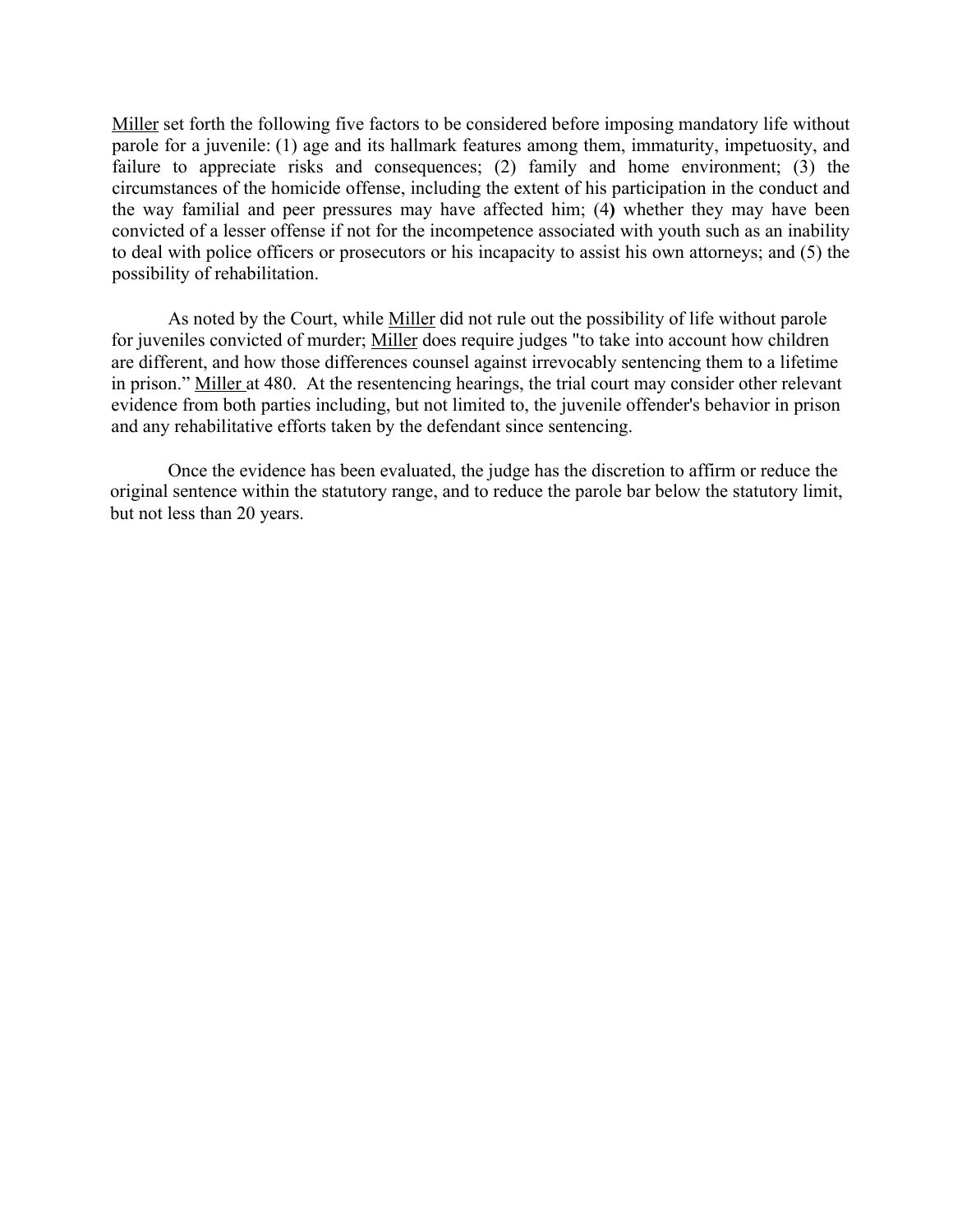Miller set forth the following five factors to be considered before imposing mandatory life without parole for a juvenile: (1) age and its hallmark features among them, immaturity, impetuosity, and failure to appreciate risks and consequences; (2) family and home environment; (3) the circumstances of the homicide offense, including the extent of his participation in the conduct and the way familial and peer pressures may have affected him; (4) whether they may have been convicted of a lesser offense if not for the incompetence associated with youth such as an inability to deal with police officers or prosecutors or his incapacity to assist his own attorneys; and (5) the possibility of rehabilitation.

As noted by the Court, while Miller did not rule out the possibility of life without parole for juveniles convicted of murder; Miller does require judges "to take into account how children are different, and how those differences counsel against irrevocably sentencing them to a lifetime in prison." Miller at 480. At the resentencing hearings, the trial court may consider other relevant evidence from both parties including, but not limited to, the juvenile offender's behavior in prison and any rehabilitative efforts taken by the defendant since sentencing.

Once the evidence has been evaluated, the judge has the discretion to affirm or reduce the original sentence within the statutory range, and to reduce the parole bar below the statutory limit, but not less than 20 years.